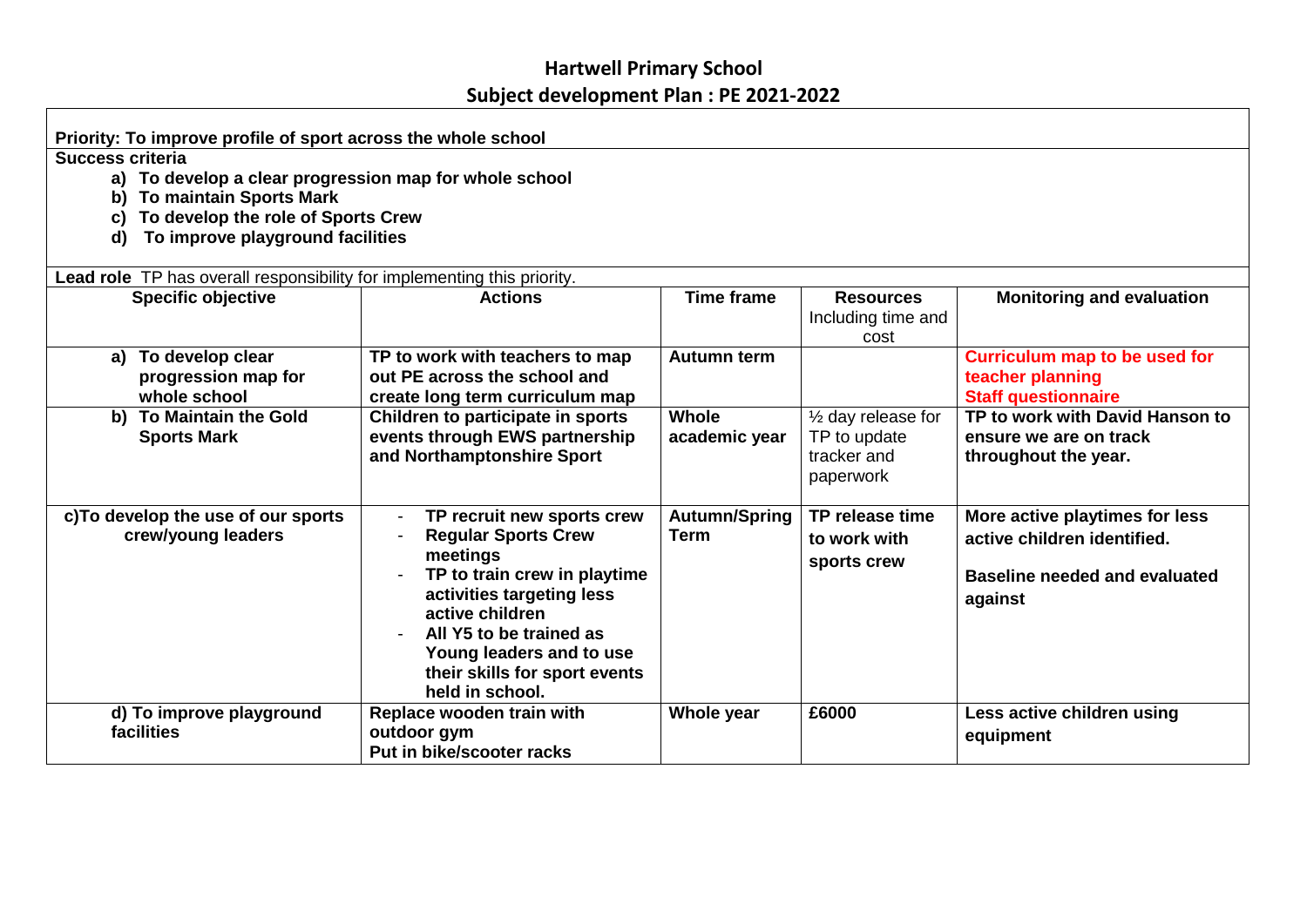# Hartwell Primary School

## Subject development Plan : PE 2021-2022

**Priority: To improve profile of sport across the whole school**

**Success criteria**

a) **To develop a clear progression map for whole school**
b) **To maintain Sports Mark**
c) **To develop the role of Sports Crew**
d) **To improve playground facilities**

**Lead role** TP has overall responsibility for implementing this priority.

| Specific objective | Actions | Time frame | Resources Including time and cost | Monitoring and evaluation |
|---|---|---|---|---|
| **a) To develop clear progression map for whole school** | **TP to work with teachers to map out PE across the school and create long term curriculum map** | **Autumn term** | | **Curriculum map to be used for teacher planning**<br>**Staff questionnaire** |
| **b) To Maintain the Gold Sports Mark** | **Children to participate in sports events through EWS partnership and Northamptonshire Sport** | **Whole academic year** | ½ day release for TP to update tracker and paperwork | **TP to work with David Hanson to ensure we are on track throughout the year.** |
| **c)To develop the use of our sports crew/young leaders** | - **TP recruit new sports crew**<br>- **Regular Sports Crew meetings**<br>- **TP to train crew in playtime activities targeting less active children**<br>- **All Y5 to be trained as Young leaders and to use their skills for sport events held in school.** | **Autumn/Spring Term** | **TP release time to work with sports crew** | **More active playtimes for less active children identified.**<br>**Baseline needed and evaluated against** |
| **d) To improve playground facilities** | **Replace wooden train with outdoor gym**<br>**Put in bike/scooter racks** | **Whole year** | **£6000** | **Less active children using equipment** |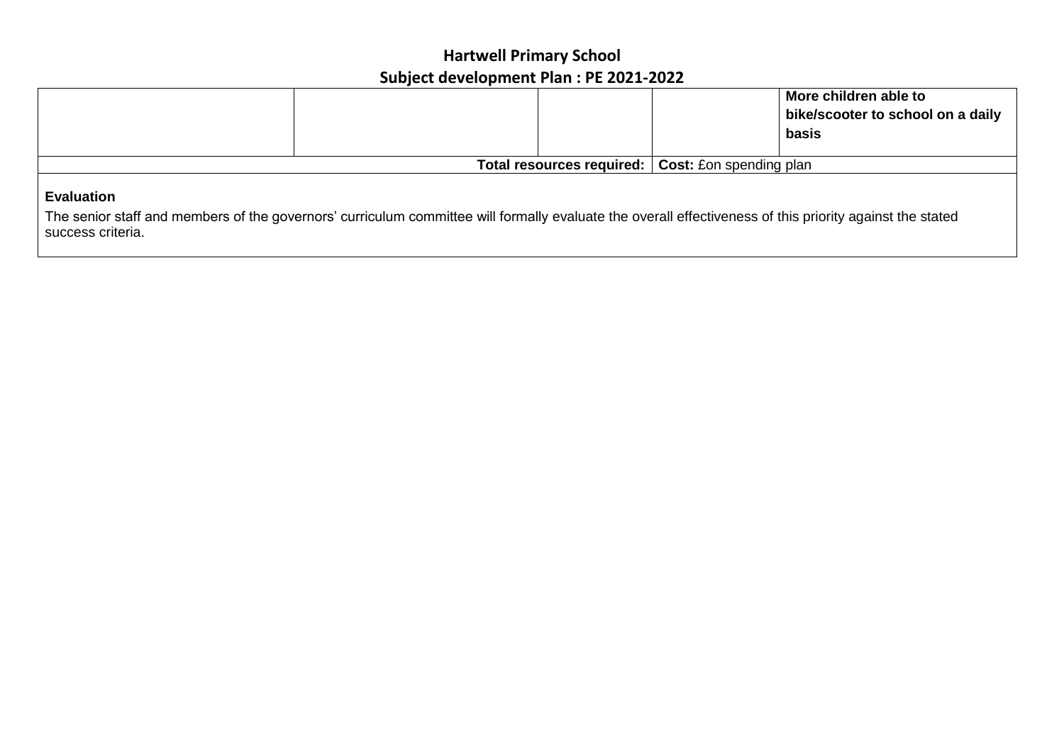# Hartwell Primary School

## Subject development Plan : PE 2021-2022

| | | | | |
|---|---|---|---|---|
| | | | | **More children able to bike/scooter to school on a daily basis** |
| | | **Total resources required:** | **Cost:** £on spending plan | |

**Evaluation**

The senior staff and members of the governors' curriculum committee will formally evaluate the overall effectiveness of this priority against the stated success criteria.